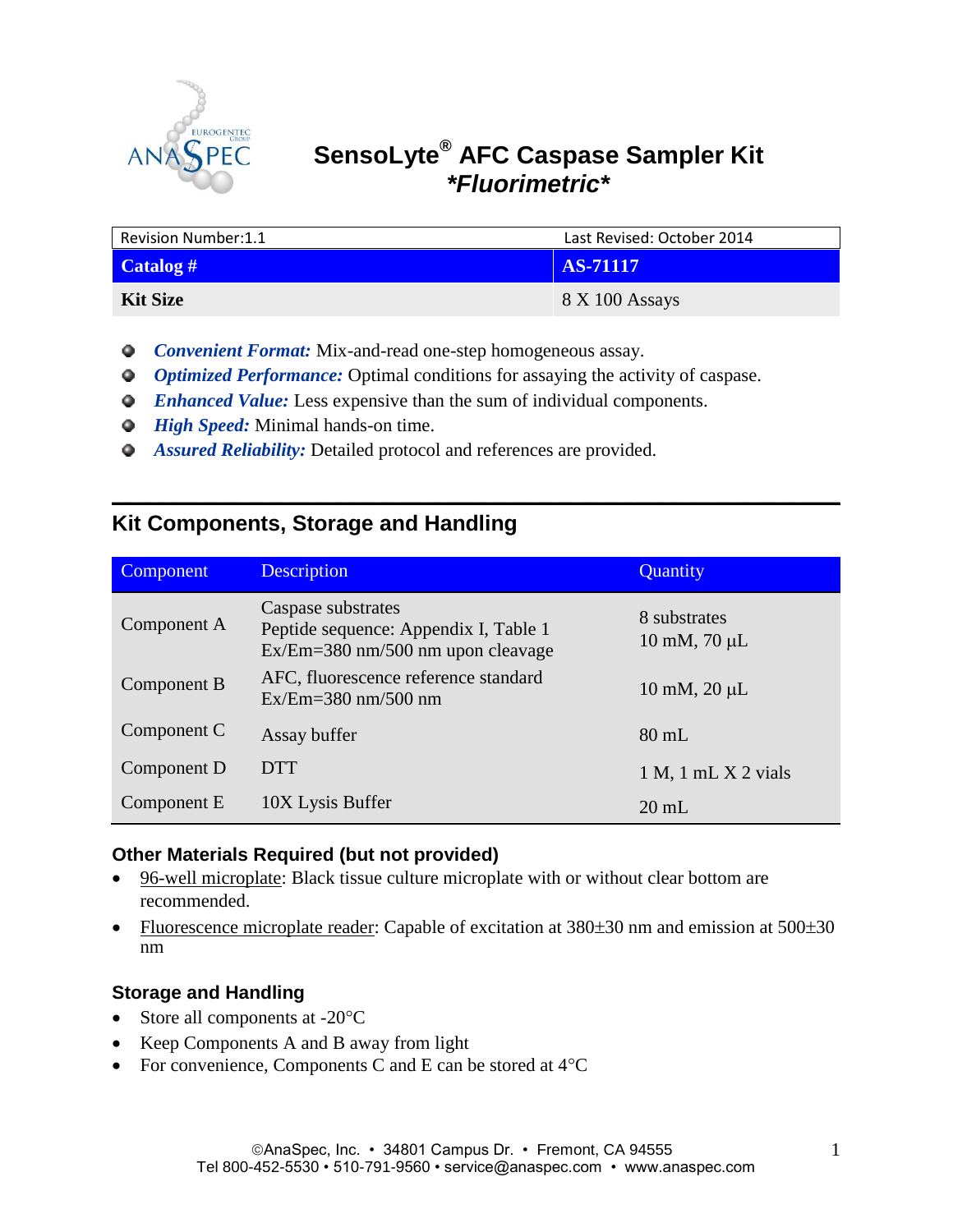# SensoLyte® AFC Caspase Sampler Kit
## *\*Fluorimetric\**

| Revision Number:1.1 | Last Revised: October 2014 |
|---|---|
| **Catalog #** | **AS-71117** |
| **Kit Size** | 8 X 100 Assays |

- ***Convenient Format:*** Mix-and-read one-step homogeneous assay.
- ***Optimized Performance:*** Optimal conditions for assaying the activity of caspase.
- ***Enhanced Value:*** Less expensive than the sum of individual components.
- ***High Speed:*** Minimal hands-on time.
- ***Assured Reliability:*** Detailed protocol and references are provided.

## Kit Components, Storage and Handling

| Component | Description | Quantity |
|---|---|---|
| Component A | Caspase substrates<br>Peptide sequence: Appendix I, Table 1<br>Ex/Em=380 nm/500 nm upon cleavage | 8 substrates<br>10 mM, 70 μL |
| Component B | AFC, fluorescence reference standard<br>Ex/Em=380 nm/500 nm | 10 mM, 20 μL |
| Component C | Assay buffer | 80 mL |
| Component D | DTT | 1 M, 1 mL X 2 vials |
| Component E | 10X Lysis Buffer | 20 mL |

### Other Materials Required (but not provided)

- 96-well microplate: Black tissue culture microplate with or without clear bottom are recommended.
- Fluorescence microplate reader: Capable of excitation at 380±30 nm and emission at 500±30 nm

### Storage and Handling

- Store all components at -20°C
- Keep Components A and B away from light
- For convenience, Components C and E can be stored at 4°C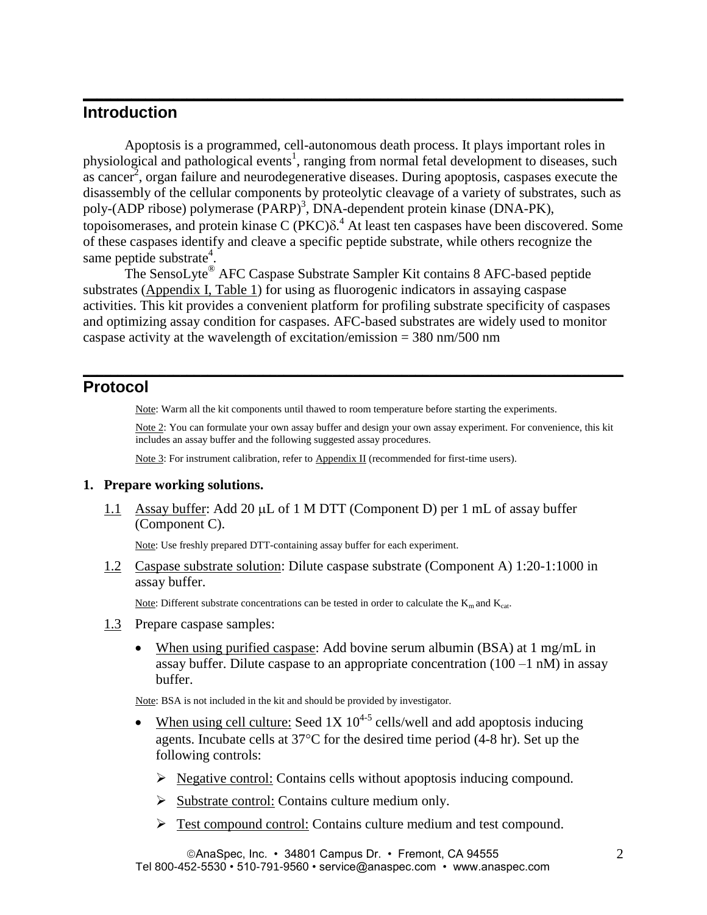## Introduction

Apoptosis is a programmed, cell-autonomous death process. It plays important roles in physiological and pathological events[1], ranging from normal fetal development to diseases, such as cancer[2], organ failure and neurodegenerative diseases. During apoptosis, caspases execute the disassembly of the cellular components by proteolytic cleavage of a variety of substrates, such as poly-(ADP ribose) polymerase (PARP)[3], DNA-dependent protein kinase (DNA-PK), topoisomerases, and protein kinase C (PKC)δ.[4] At least ten caspases have been discovered. Some of these caspases identify and cleave a specific peptide substrate, while others recognize the same peptide substrate[4].

The SensoLyte® AFC Caspase Substrate Sampler Kit contains 8 AFC-based peptide substrates (Appendix I, Table 1) for using as fluorogenic indicators in assaying caspase activities. This kit provides a convenient platform for profiling substrate specificity of caspases and optimizing assay condition for caspases. AFC-based substrates are widely used to monitor caspase activity at the wavelength of excitation/emission = 380 nm/500 nm

## Protocol

Note: Warm all the kit components until thawed to room temperature before starting the experiments.

Note 2: You can formulate your own assay buffer and design your own assay experiment. For convenience, this kit includes an assay buffer and the following suggested assay procedures.

Note 3: For instrument calibration, refer to Appendix II (recommended for first-time users).

**1. Prepare working solutions.**

1.1 Assay buffer: Add 20 μL of 1 M DTT (Component D) per 1 mL of assay buffer (Component C).

Note: Use freshly prepared DTT-containing assay buffer for each experiment.

1.2 Caspase substrate solution: Dilute caspase substrate (Component A) 1:20-1:1000 in assay buffer.

Note: Different substrate concentrations can be tested in order to calculate the $K_m$ and $K_{cat}$.

1.3 Prepare caspase samples:

- When using purified caspase: Add bovine serum albumin (BSA) at 1 mg/mL in assay buffer. Dilute caspase to an appropriate concentration (100 –1 nM) in assay buffer.

Note: BSA is not included in the kit and should be provided by investigator.

- When using cell culture: Seed 1X $10^{4-5}$ cells/well and add apoptosis inducing agents. Incubate cells at 37°C for the desired time period (4-8 hr). Set up the following controls:
  - Negative control: Contains cells without apoptosis inducing compound.
  - Substrate control: Contains culture medium only.
  - Test compound control: Contains culture medium and test compound.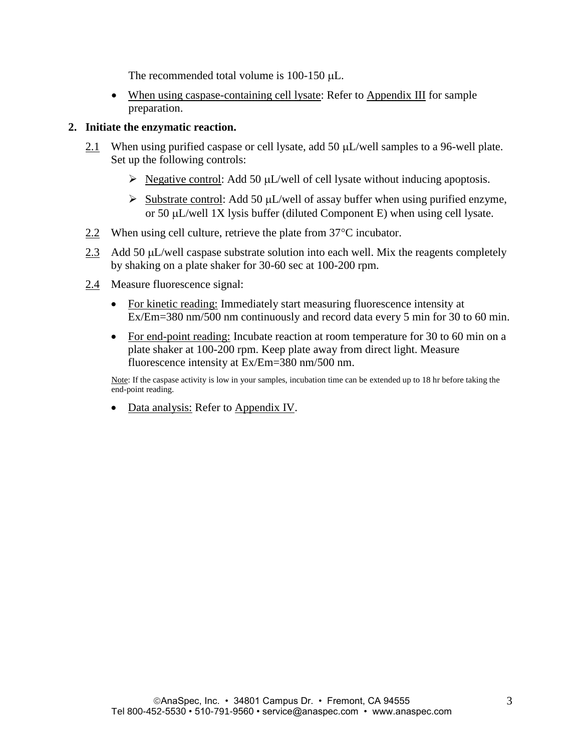The recommended total volume is 100-150 μL.

- When using caspase-containing cell lysate: Refer to Appendix III for sample preparation.

**2. Initiate the enzymatic reaction.**

2.1 When using purified caspase or cell lysate, add 50 μL/well samples to a 96-well plate. Set up the following controls:

- Negative control: Add 50 μL/well of cell lysate without inducing apoptosis.
- Substrate control: Add 50 μL/well of assay buffer when using purified enzyme, or 50 μL/well 1X lysis buffer (diluted Component E) when using cell lysate.

2.2 When using cell culture, retrieve the plate from 37°C incubator.

2.3 Add 50 μL/well caspase substrate solution into each well. Mix the reagents completely by shaking on a plate shaker for 30-60 sec at 100-200 rpm.

2.4 Measure fluorescence signal:

- For kinetic reading: Immediately start measuring fluorescence intensity at Ex/Em=380 nm/500 nm continuously and record data every 5 min for 30 to 60 min.
- For end-point reading: Incubate reaction at room temperature for 30 to 60 min on a plate shaker at 100-200 rpm. Keep plate away from direct light. Measure fluorescence intensity at Ex/Em=380 nm/500 nm.

Note: If the caspase activity is low in your samples, incubation time can be extended up to 18 hr before taking the end-point reading.

- Data analysis: Refer to Appendix IV.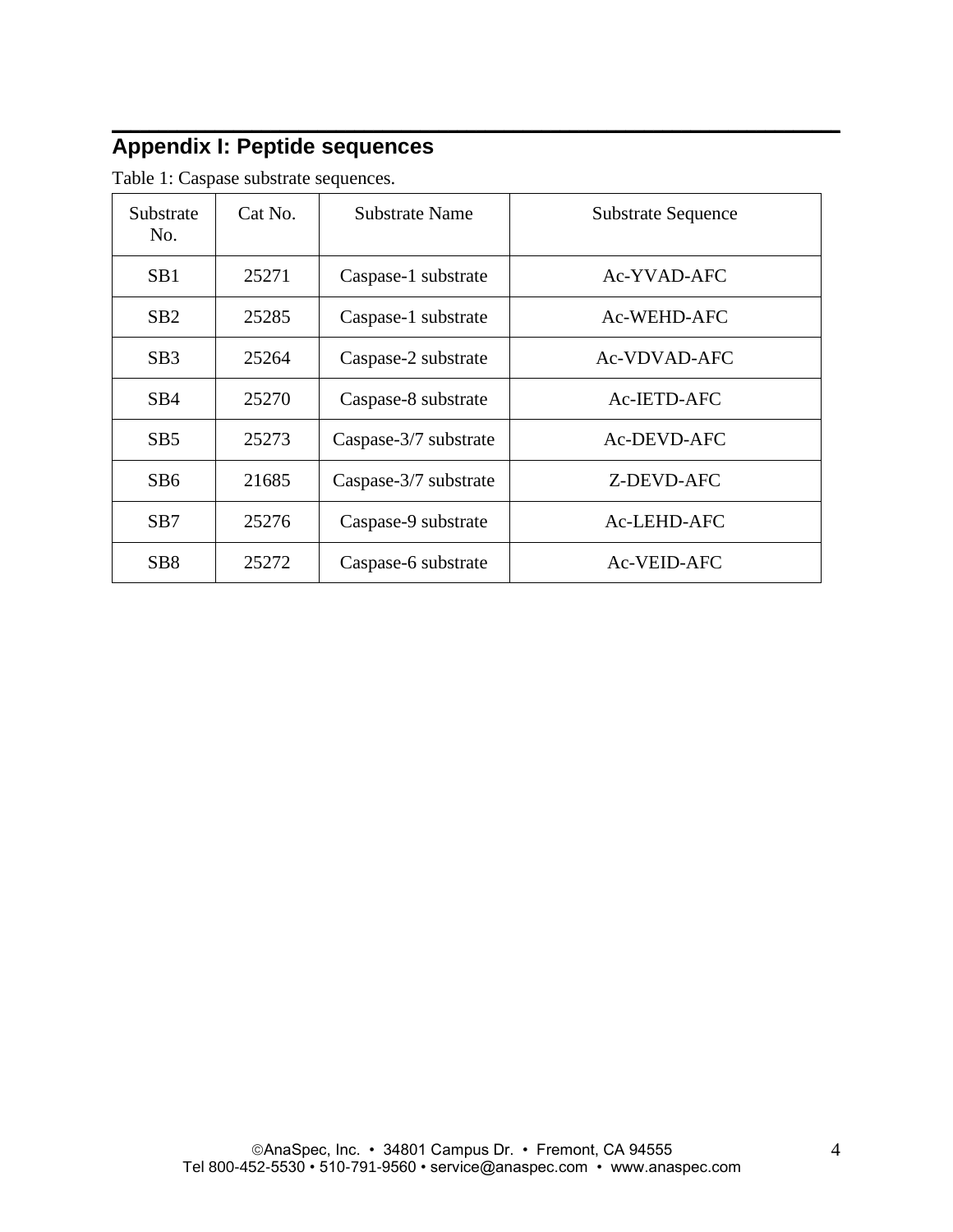## Appendix I: Peptide sequences

Table 1: Caspase substrate sequences.

| Substrate No. | Cat No. | Substrate Name | Substrate Sequence |
|---|---|---|---|
| SB1 | 25271 | Caspase-1 substrate | Ac-YVAD-AFC |
| SB2 | 25285 | Caspase-1 substrate | Ac-WEHD-AFC |
| SB3 | 25264 | Caspase-2 substrate | Ac-VDVAD-AFC |
| SB4 | 25270 | Caspase-8 substrate | Ac-IETD-AFC |
| SB5 | 25273 | Caspase-3/7 substrate | Ac-DEVD-AFC |
| SB6 | 21685 | Caspase-3/7 substrate | Z-DEVD-AFC |
| SB7 | 25276 | Caspase-9 substrate | Ac-LEHD-AFC |
| SB8 | 25272 | Caspase-6 substrate | Ac-VEID-AFC |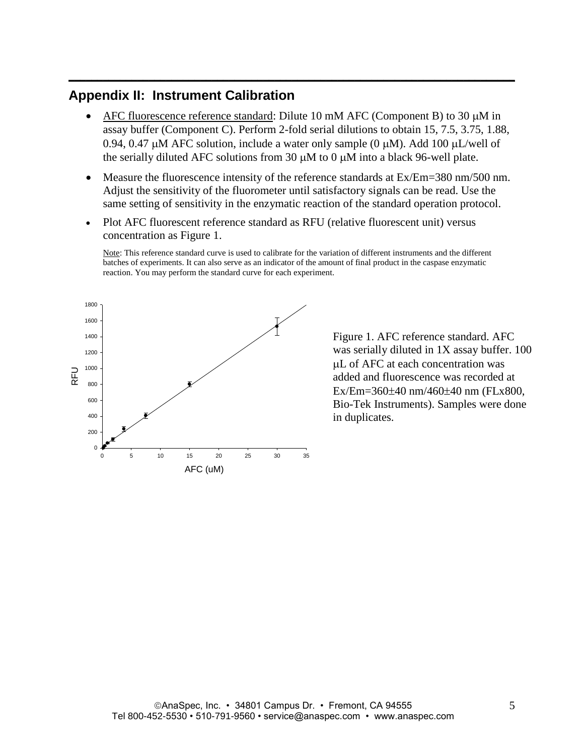## Appendix II: Instrument Calibration

- AFC fluorescence reference standard: Dilute 10 mM AFC (Component B) to 30 μM in assay buffer (Component C). Perform 2-fold serial dilutions to obtain 15, 7.5, 3.75, 1.88, 0.94, 0.47 μM AFC solution, include a water only sample (0 μM). Add 100 μL/well of the serially diluted AFC solutions from 30 μM to 0 μM into a black 96-well plate.
- Measure the fluorescence intensity of the reference standards at Ex/Em=380 nm/500 nm. Adjust the sensitivity of the fluorometer until satisfactory signals can be read. Use the same setting of sensitivity in the enzymatic reaction of the standard operation protocol.
- Plot AFC fluorescent reference standard as RFU (relative fluorescent unit) versus concentration as Figure 1.

Note: This reference standard curve is used to calibrate for the variation of different instruments and the different batches of experiments. It can also serve as an indicator of the amount of final product in the caspase enzymatic reaction. You may perform the standard curve for each experiment.

Figure 1. AFC reference standard. AFC was serially diluted in 1X assay buffer. 100 μL of AFC at each concentration was added and fluorescence was recorded at Ex/Em=360±40 nm/460±40 nm (FLx800, Bio-Tek Instruments). Samples were done in duplicates.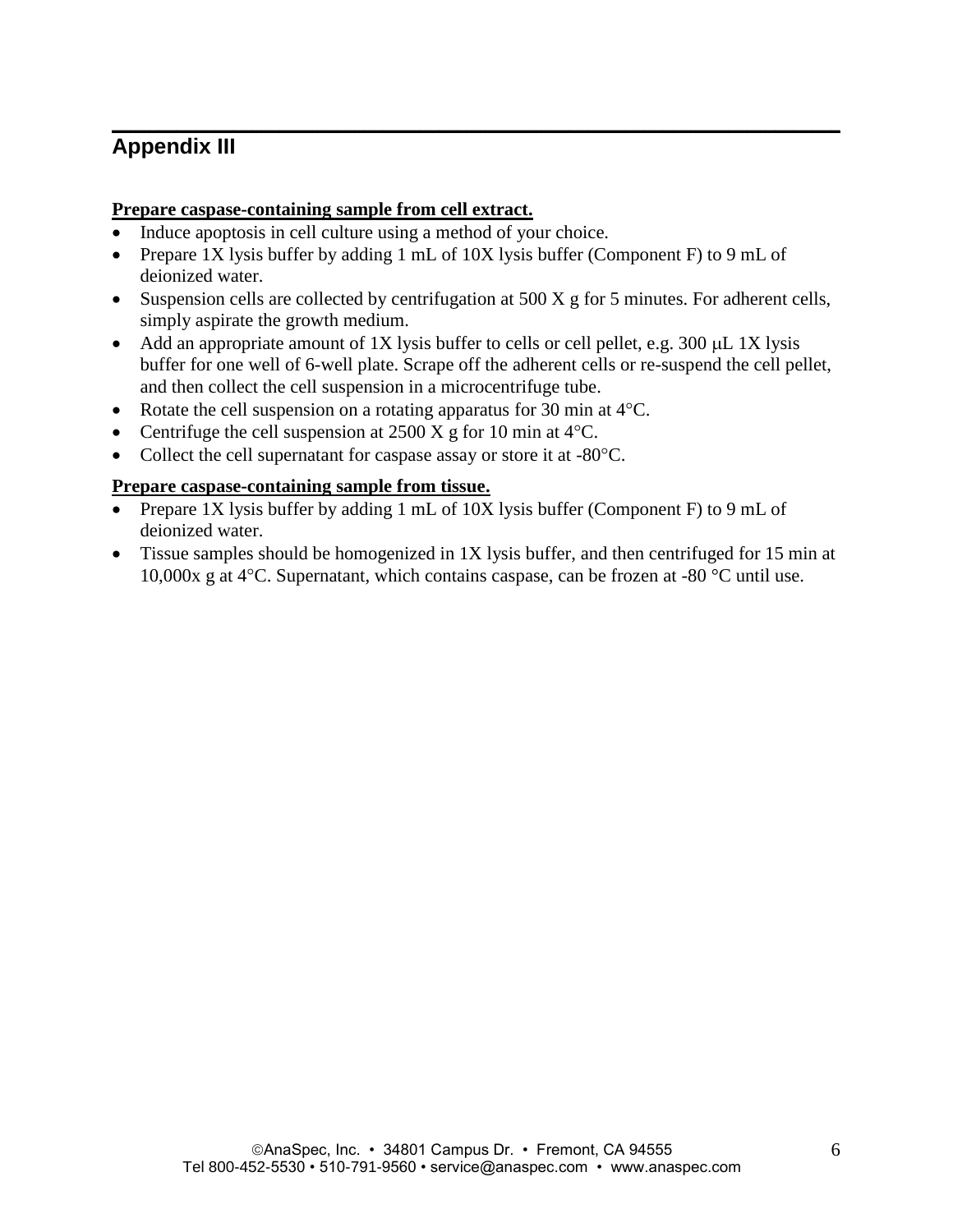## Appendix III

**Prepare caspase-containing sample from cell extract.**

- Induce apoptosis in cell culture using a method of your choice.
- Prepare 1X lysis buffer by adding 1 mL of 10X lysis buffer (Component F) to 9 mL of deionized water.
- Suspension cells are collected by centrifugation at 500 X g for 5 minutes. For adherent cells, simply aspirate the growth medium.
- Add an appropriate amount of 1X lysis buffer to cells or cell pellet, e.g. 300 μL 1X lysis buffer for one well of 6-well plate. Scrape off the adherent cells or re-suspend the cell pellet, and then collect the cell suspension in a microcentrifuge tube.
- Rotate the cell suspension on a rotating apparatus for 30 min at 4°C.
- Centrifuge the cell suspension at 2500 X g for 10 min at 4°C.
- Collect the cell supernatant for caspase assay or store it at -80°C.

**Prepare caspase-containing sample from tissue.**

- Prepare 1X lysis buffer by adding 1 mL of 10X lysis buffer (Component F) to 9 mL of deionized water.
- Tissue samples should be homogenized in 1X lysis buffer, and then centrifuged for 15 min at 10,000x g at 4°C. Supernatant, which contains caspase, can be frozen at -80 °C until use.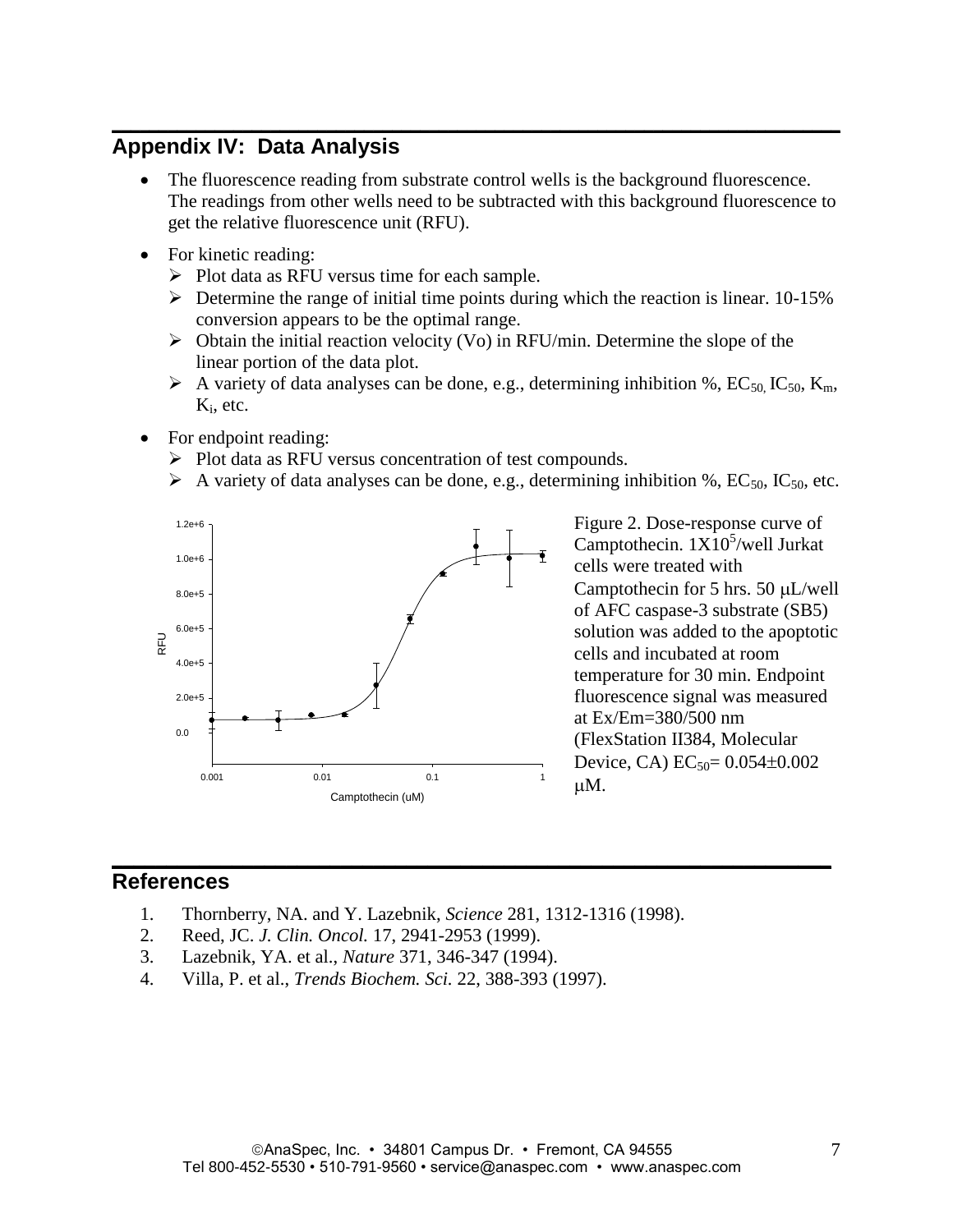## Appendix IV: Data Analysis

- The fluorescence reading from substrate control wells is the background fluorescence. The readings from other wells need to be subtracted with this background fluorescence to get the relative fluorescence unit (RFU).
- For kinetic reading:
  - Plot data as RFU versus time for each sample.
  - Determine the range of initial time points during which the reaction is linear. 10-15% conversion appears to be the optimal range.
  - Obtain the initial reaction velocity (Vo) in RFU/min. Determine the slope of the linear portion of the data plot.
  - A variety of data analyses can be done, e.g., determining inhibition %, $EC_{50}$, $IC_{50}$, $K_m$, $K_i$, etc.
- For endpoint reading:
  - Plot data as RFU versus concentration of test compounds.
  - A variety of data analyses can be done, e.g., determining inhibition %, $EC_{50}$, $IC_{50}$, etc.

RFU

1.2e+6

1.0e+6

8.0e+5

6.0e+5

4.0e+5

2.0e+5

0.0

0.001

0.01

0.1

1

Camptothecin (uM)

Figure 2. Dose-response curve of Camptothecin. $1X10^5$/well Jurkat cells were treated with Camptothecin for 5 hrs. 50 μL/well of AFC caspase-3 substrate (SB5) solution was added to the apoptotic cells and incubated at room temperature for 30 min. Endpoint fluorescence signal was measured at Ex/Em=380/500 nm (FlexStation II384, Molecular Device, CA) $EC_{50}$= 0.054±0.002 μM.

## References

1. Thornberry, NA. and Y. Lazebnik, *Science* 281, 1312-1316 (1998).
2. Reed, JC. *J. Clin. Oncol.* 17, 2941-2953 (1999).
3. Lazebnik, YA. et al., *Nature* 371, 346-347 (1994).
4. Villa, P. et al., *Trends Biochem. Sci.* 22, 388-393 (1997).

©AnaSpec, Inc. • 34801 Campus Dr. • Fremont, CA 94555
Tel 800-452-5530 • 510-791-9560 • service@anaspec.com • www.anaspec.com